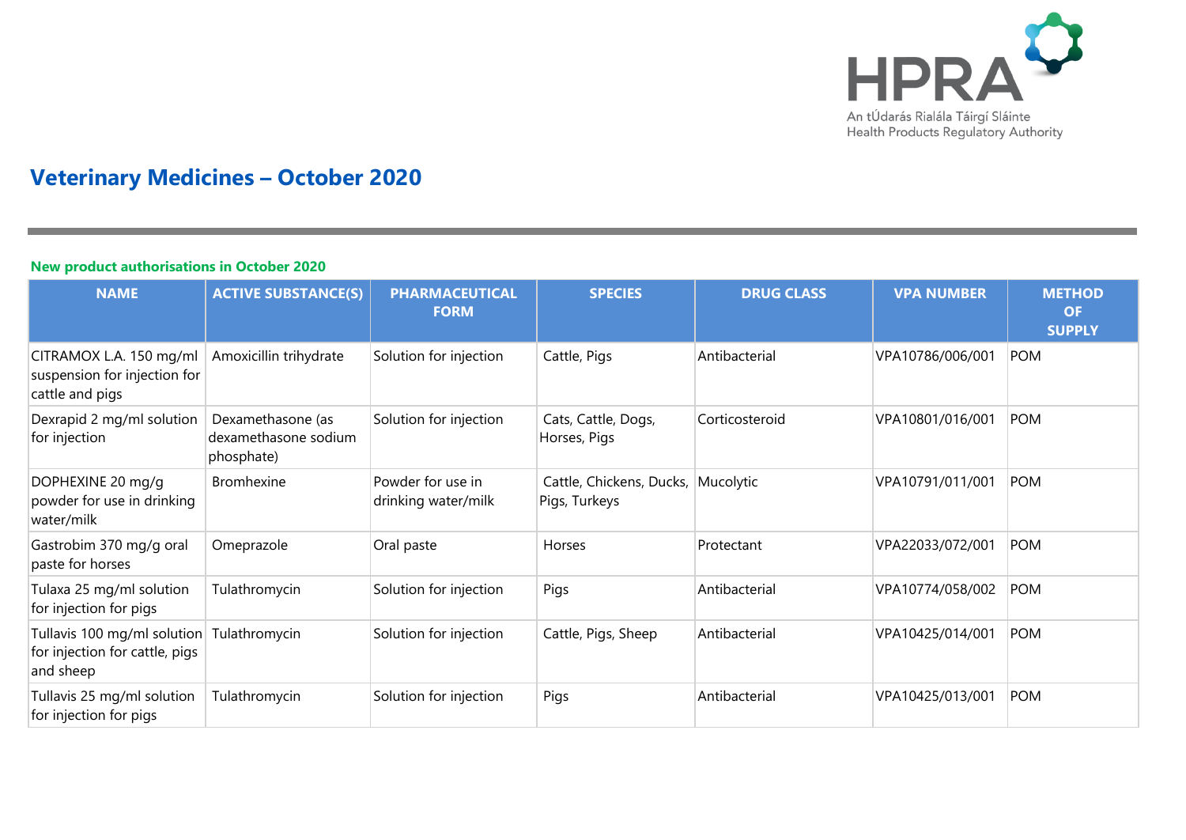# Veterinary Medicines – October 2020

## New product authorisations in October 2020

| NAME | ACTIVE SUBSTANCE(S) | PHARMACEUTICAL FORM | SPECIES | DRUG CLASS | VPA NUMBER | METHOD OF SUPPLY |
|---|---|---|---|---|---|---|
| CITRAMOX L.A. 150 mg/ml suspension for injection for cattle and pigs | Amoxicillin trihydrate | Solution for injection | Cattle, Pigs | Antibacterial | VPA10786/006/001 | POM |
| Dexrapid 2 mg/ml solution for injection | Dexamethasone (as dexamethasone sodium phosphate) | Solution for injection | Cats, Cattle, Dogs, Horses, Pigs | Corticosteroid | VPA10801/016/001 | POM |
| DOPHEXINE 20 mg/g powder for use in drinking water/milk | Bromhexine | Powder for use in drinking water/milk | Cattle, Chickens, Ducks, Pigs, Turkeys | Mucolytic | VPA10791/011/001 | POM |
| Gastrobim 370 mg/g oral paste for horses | Omeprazole | Oral paste | Horses | Protectant | VPA22033/072/001 | POM |
| Tulaxa 25 mg/ml solution for injection for pigs | Tulathromycin | Solution for injection | Pigs | Antibacterial | VPA10774/058/002 | POM |
| Tullavis 100 mg/ml solution for injection for cattle, pigs and sheep | Tulathromycin | Solution for injection | Cattle, Pigs, Sheep | Antibacterial | VPA10425/014/001 | POM |
| Tullavis 25 mg/ml solution for injection for pigs | Tulathromycin | Solution for injection | Pigs | Antibacterial | VPA10425/013/001 | POM |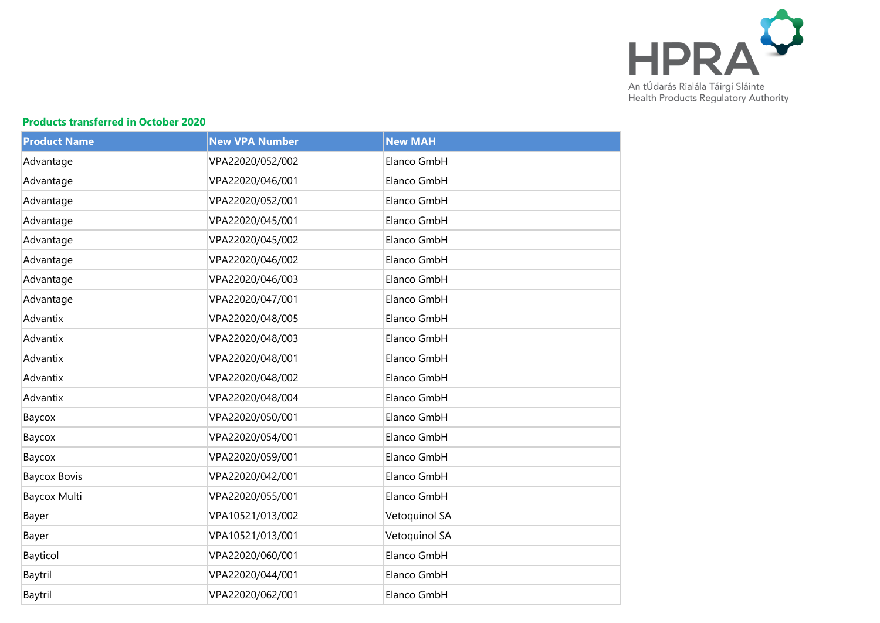### Products transferred in October 2020

| Product Name | New VPA Number | New MAH |
| --- | --- | --- |
| Advantage | VPA22020/052/002 | Elanco GmbH |
| Advantage | VPA22020/046/001 | Elanco GmbH |
| Advantage | VPA22020/052/001 | Elanco GmbH |
| Advantage | VPA22020/045/001 | Elanco GmbH |
| Advantage | VPA22020/045/002 | Elanco GmbH |
| Advantage | VPA22020/046/002 | Elanco GmbH |
| Advantage | VPA22020/046/003 | Elanco GmbH |
| Advantage | VPA22020/047/001 | Elanco GmbH |
| Advantix | VPA22020/048/005 | Elanco GmbH |
| Advantix | VPA22020/048/003 | Elanco GmbH |
| Advantix | VPA22020/048/001 | Elanco GmbH |
| Advantix | VPA22020/048/002 | Elanco GmbH |
| Advantix | VPA22020/048/004 | Elanco GmbH |
| Baycox | VPA22020/050/001 | Elanco GmbH |
| Baycox | VPA22020/054/001 | Elanco GmbH |
| Baycox | VPA22020/059/001 | Elanco GmbH |
| Baycox Bovis | VPA22020/042/001 | Elanco GmbH |
| Baycox Multi | VPA22020/055/001 | Elanco GmbH |
| Bayer | VPA10521/013/002 | Vetoquinol SA |
| Bayer | VPA10521/013/001 | Vetoquinol SA |
| Bayticol | VPA22020/060/001 | Elanco GmbH |
| Baytril | VPA22020/044/001 | Elanco GmbH |
| Baytril | VPA22020/062/001 | Elanco GmbH |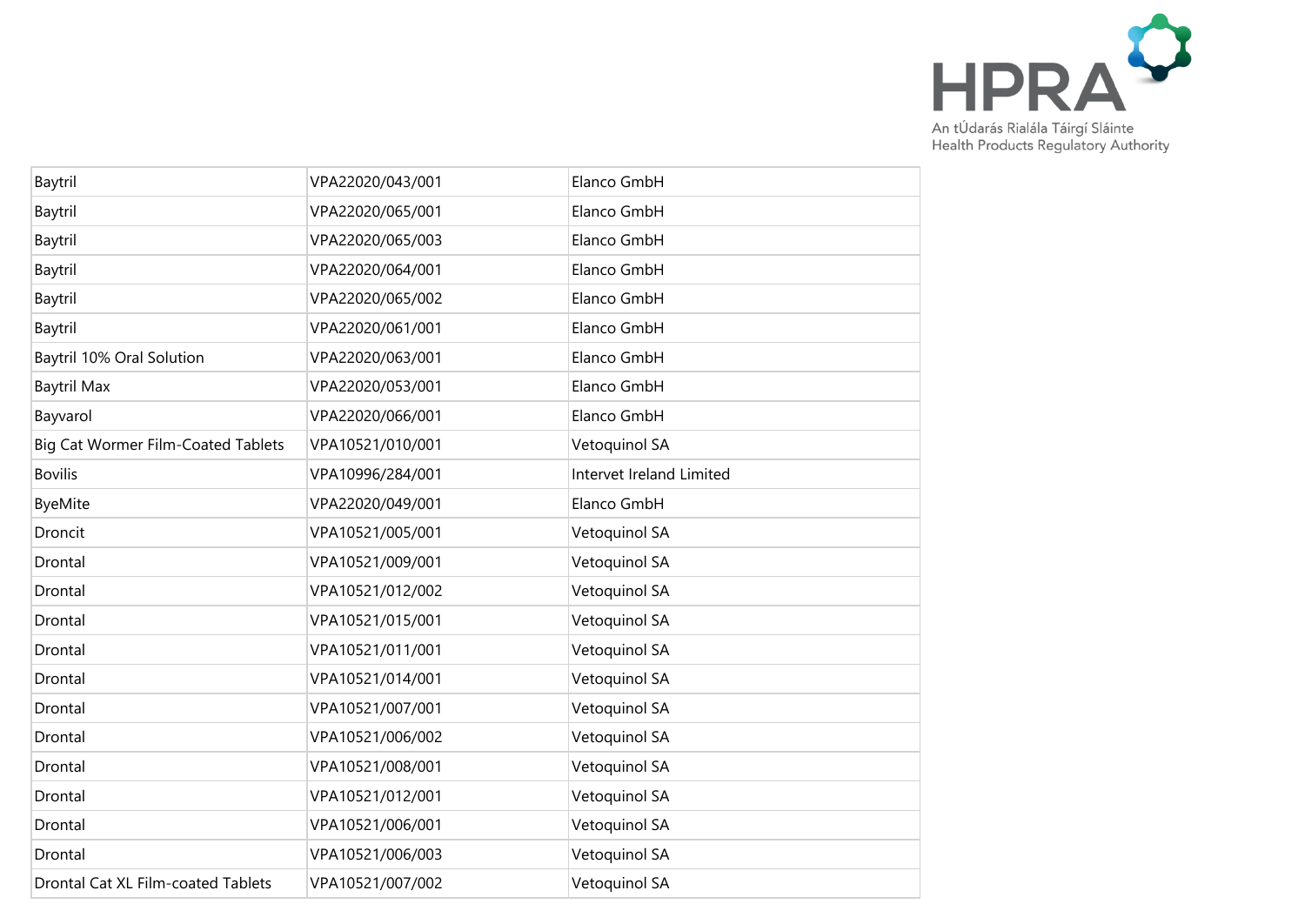| | | |
|---|---|---|
| Baytril | VPA22020/043/001 | Elanco GmbH |
| Baytril | VPA22020/065/001 | Elanco GmbH |
| Baytril | VPA22020/065/003 | Elanco GmbH |
| Baytril | VPA22020/064/001 | Elanco GmbH |
| Baytril | VPA22020/065/002 | Elanco GmbH |
| Baytril | VPA22020/061/001 | Elanco GmbH |
| Baytril 10% Oral Solution | VPA22020/063/001 | Elanco GmbH |
| Baytril Max | VPA22020/053/001 | Elanco GmbH |
| Bayvarol | VPA22020/066/001 | Elanco GmbH |
| Big Cat Wormer Film-Coated Tablets | VPA10521/010/001 | Vetoquinol SA |
| Bovilis | VPA10996/284/001 | Intervet Ireland Limited |
| ByeMite | VPA22020/049/001 | Elanco GmbH |
| Droncit | VPA10521/005/001 | Vetoquinol SA |
| Drontal | VPA10521/009/001 | Vetoquinol SA |
| Drontal | VPA10521/012/002 | Vetoquinol SA |
| Drontal | VPA10521/015/001 | Vetoquinol SA |
| Drontal | VPA10521/011/001 | Vetoquinol SA |
| Drontal | VPA10521/014/001 | Vetoquinol SA |
| Drontal | VPA10521/007/001 | Vetoquinol SA |
| Drontal | VPA10521/006/002 | Vetoquinol SA |
| Drontal | VPA10521/008/001 | Vetoquinol SA |
| Drontal | VPA10521/012/001 | Vetoquinol SA |
| Drontal | VPA10521/006/001 | Vetoquinol SA |
| Drontal | VPA10521/006/003 | Vetoquinol SA |
| Drontal Cat XL Film-coated Tablets | VPA10521/007/002 | Vetoquinol SA |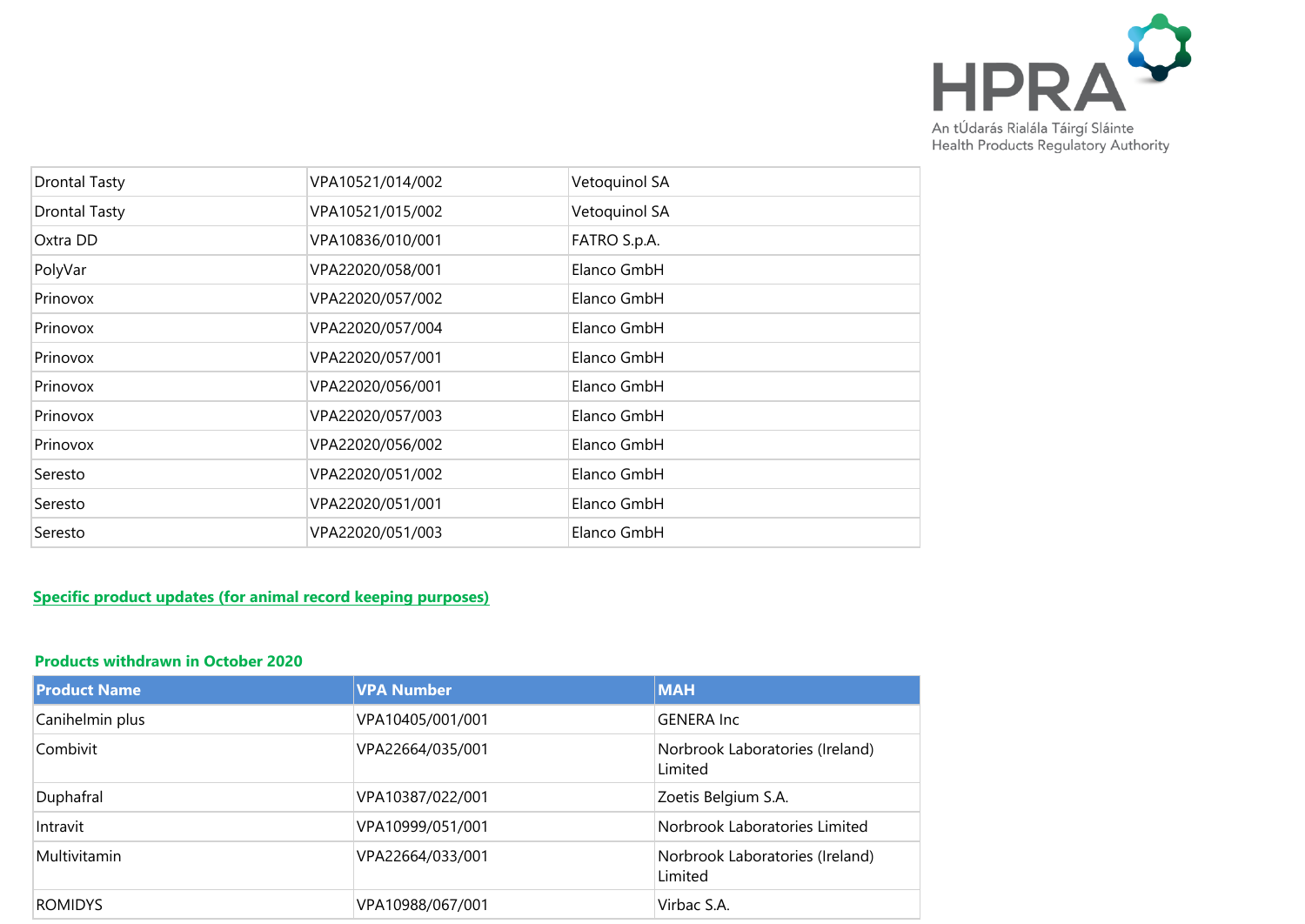| | | |
|---|---|---|
| Drontal Tasty | VPA10521/014/002 | Vetoquinol SA |
| Drontal Tasty | VPA10521/015/002 | Vetoquinol SA |
| Oxtra DD | VPA10836/010/001 | FATRO S.p.A. |
| PolyVar | VPA22020/058/001 | Elanco GmbH |
| Prinovox | VPA22020/057/002 | Elanco GmbH |
| Prinovox | VPA22020/057/004 | Elanco GmbH |
| Prinovox | VPA22020/057/001 | Elanco GmbH |
| Prinovox | VPA22020/056/001 | Elanco GmbH |
| Prinovox | VPA22020/057/003 | Elanco GmbH |
| Prinovox | VPA22020/056/002 | Elanco GmbH |
| Seresto | VPA22020/051/002 | Elanco GmbH |
| Seresto | VPA22020/051/001 | Elanco GmbH |
| Seresto | VPA22020/051/003 | Elanco GmbH |

## Specific product updates (for animal record keeping purposes)

### Products withdrawn in October 2020

| Product Name | VPA Number | MAH |
|---|---|---|
| Canihelmin plus | VPA10405/001/001 | GENERA Inc |
| Combivit | VPA22664/035/001 | Norbrook Laboratories (Ireland) Limited |
| Duphafral | VPA10387/022/001 | Zoetis Belgium S.A. |
| Intravit | VPA10999/051/001 | Norbrook Laboratories Limited |
| Multivitamin | VPA22664/033/001 | Norbrook Laboratories (Ireland) Limited |
| ROMIDYS | VPA10988/067/001 | Virbac S.A. |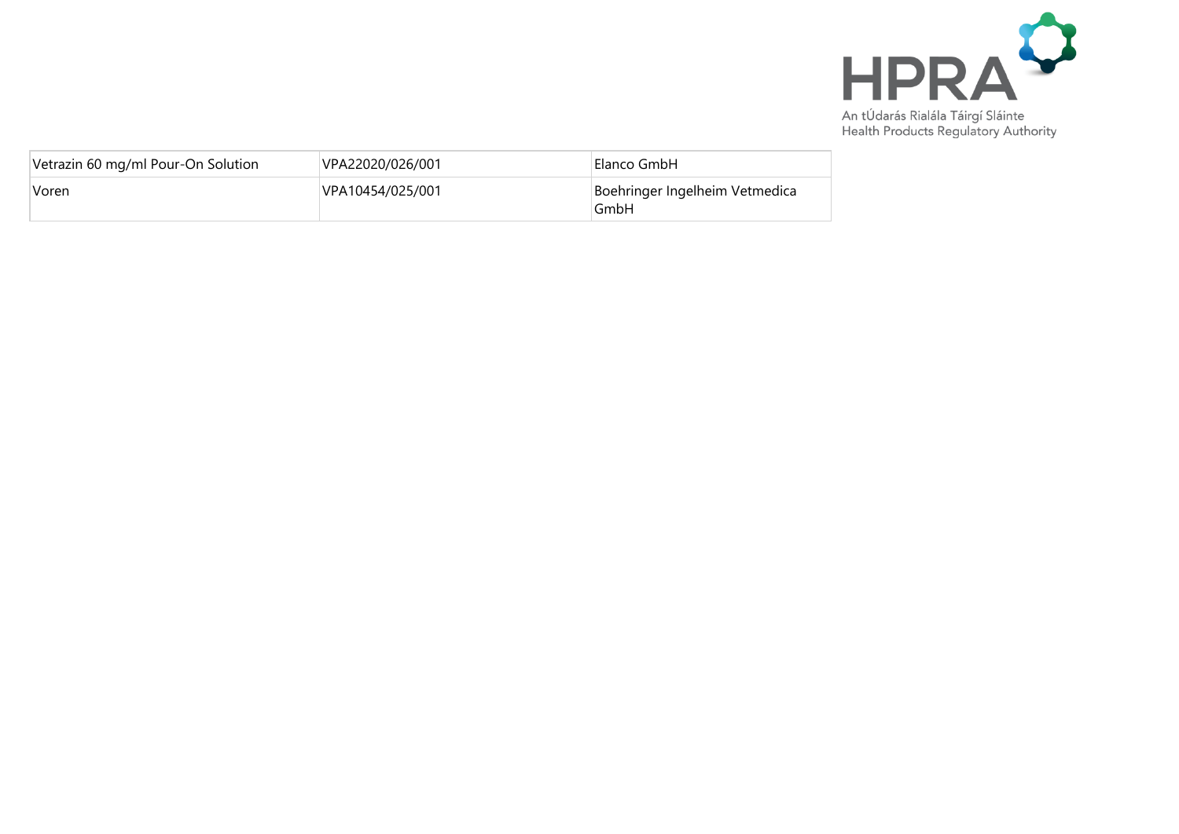| | | |
|---|---|---|
| Vetrazin 60 mg/ml Pour-On Solution | VPA22020/026/001 | Elanco GmbH |
| Voren | VPA10454/025/001 | Boehringer Ingelheim Vetmedica GmbH |